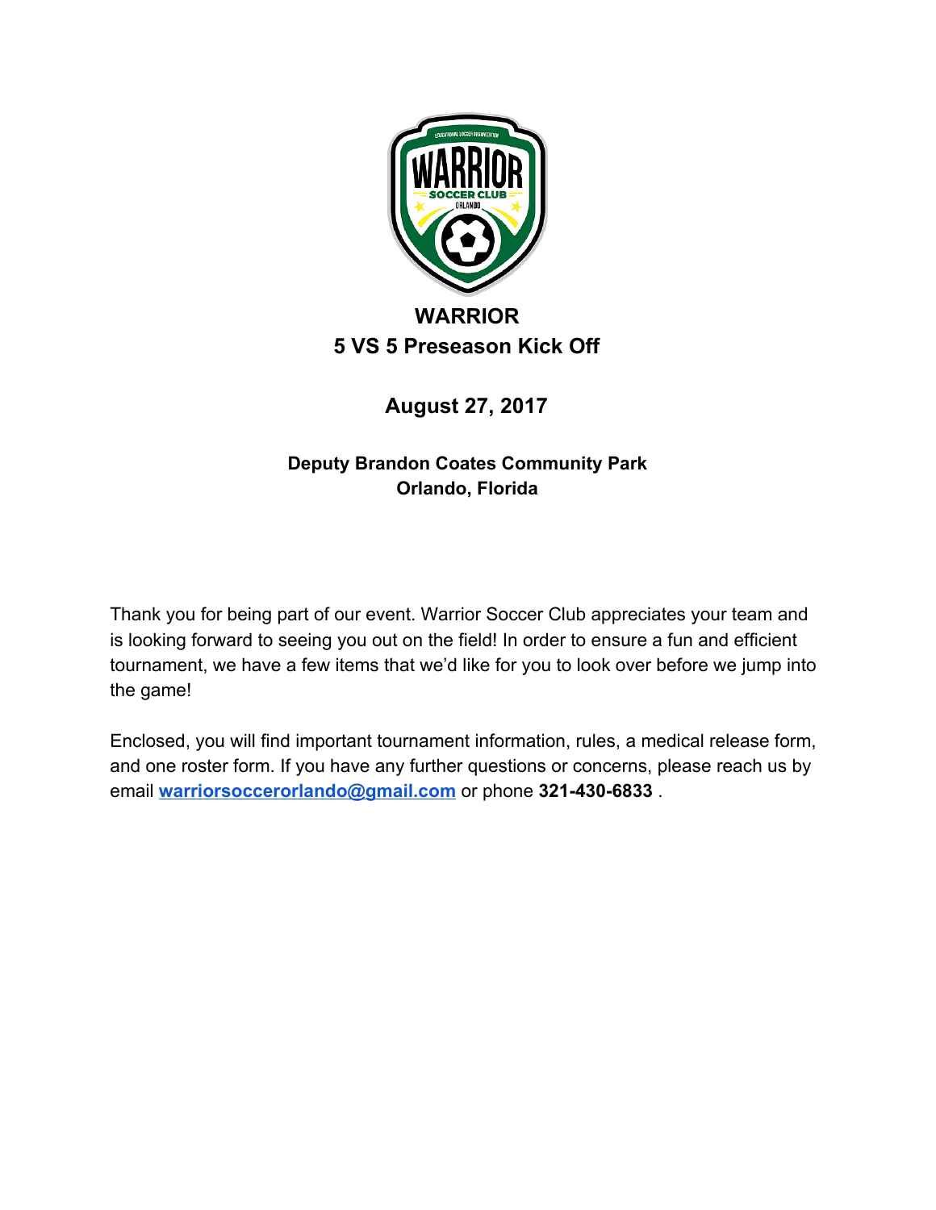# WARRIOR

## 5 VS 5 Preseason Kick Off

### August 27, 2017

**Deputy Brandon Coates Community Park**
**Orlando, Florida**

Thank you for being part of our event. Warrior Soccer Club appreciates your team and is looking forward to seeing you out on the field! In order to ensure a fun and efficient tournament, we have a few items that we'd like for you to look over before we jump into the game!

Enclosed, you will find important tournament information, rules, a medical release form, and one roster form. If you have any further questions or concerns, please reach us by email **warriorsoccerorlando@gmail.com** or phone **321-430-6833** .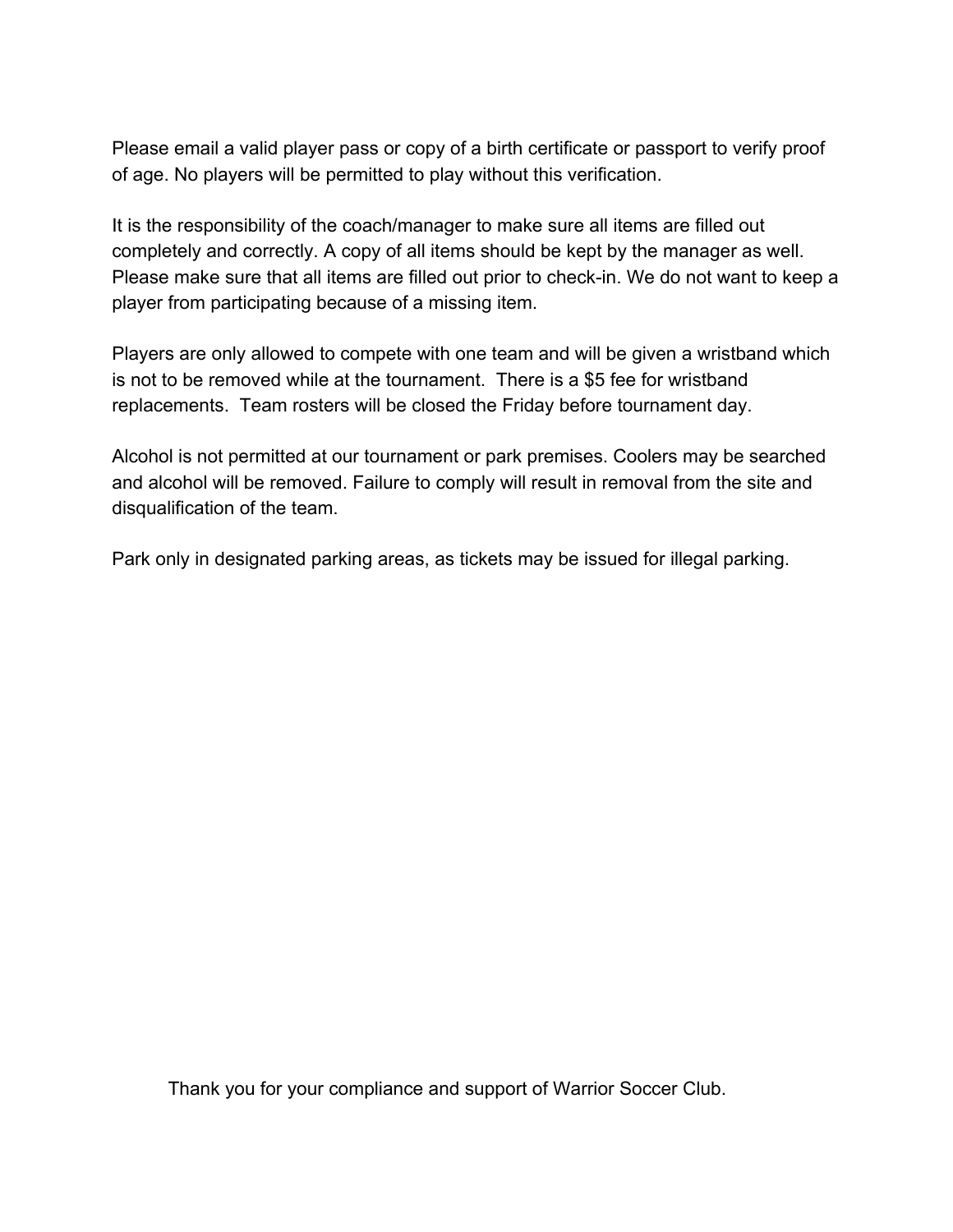Please email a valid player pass or copy of a birth certificate or passport to verify proof of age. No players will be permitted to play without this verification.

It is the responsibility of the coach/manager to make sure all items are filled out completely and correctly. A copy of all items should be kept by the manager as well. Please make sure that all items are filled out prior to check-in. We do not want to keep a player from participating because of a missing item.

Players are only allowed to compete with one team and will be given a wristband which is not to be removed while at the tournament. There is a $5 fee for wristband replacements. Team rosters will be closed the Friday before tournament day.

Alcohol is not permitted at our tournament or park premises. Coolers may be searched and alcohol will be removed. Failure to comply will result in removal from the site and disqualification of the team.

Park only in designated parking areas, as tickets may be issued for illegal parking.

Thank you for your compliance and support of Warrior Soccer Club.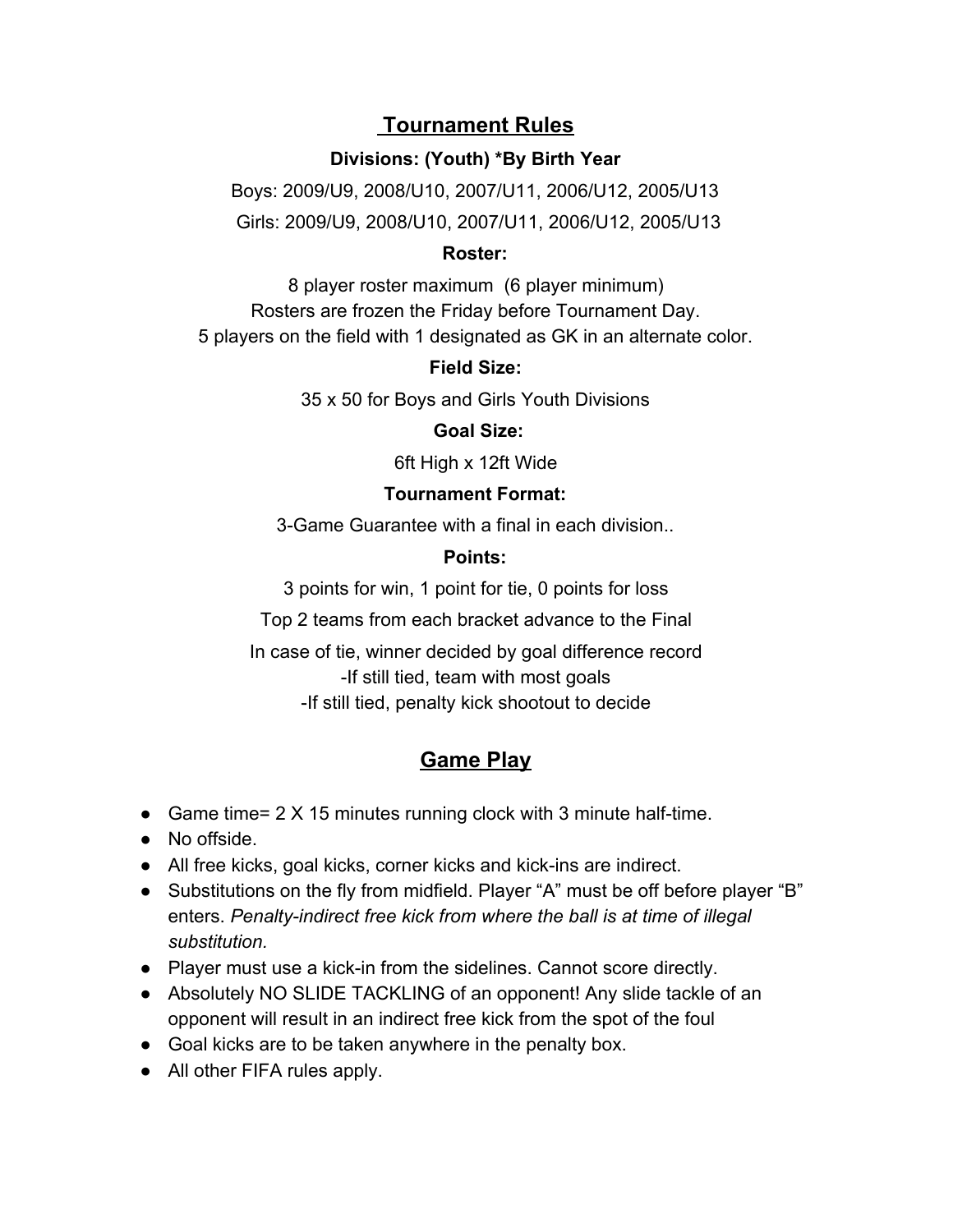# Tournament Rules

### Divisions: (Youth) *By Birth Year

Boys: 2009/U9, 2008/U10, 2007/U11, 2006/U12, 2005/U13

Girls: 2009/U9, 2008/U10, 2007/U11, 2006/U12, 2005/U13

### Roster:

8 player roster maximum (6 player minimum)
Rosters are frozen the Friday before Tournament Day.
5 players on the field with 1 designated as GK in an alternate color.

### Field Size:

35 x 50 for Boys and Girls Youth Divisions

### Goal Size:

6ft High x 12ft Wide

### Tournament Format:

3-Game Guarantee with a final in each division..

### Points:

3 points for win, 1 point for tie, 0 points for loss

Top 2 teams from each bracket advance to the Final

In case of tie, winner decided by goal difference record
-If still tied, team with most goals
-If still tied, penalty kick shootout to decide

# Game Play

- Game time= 2 X 15 minutes running clock with 3 minute half-time.
- No offside.
- All free kicks, goal kicks, corner kicks and kick-ins are indirect.
- Substitutions on the fly from midfield. Player "A" must be off before player "B" enters. *Penalty-indirect free kick from where the ball is at time of illegal substitution.*
- Player must use a kick-in from the sidelines. Cannot score directly.
- Absolutely NO SLIDE TACKLING of an opponent! Any slide tackle of an opponent will result in an indirect free kick from the spot of the foul
- Goal kicks are to be taken anywhere in the penalty box.
- All other FIFA rules apply.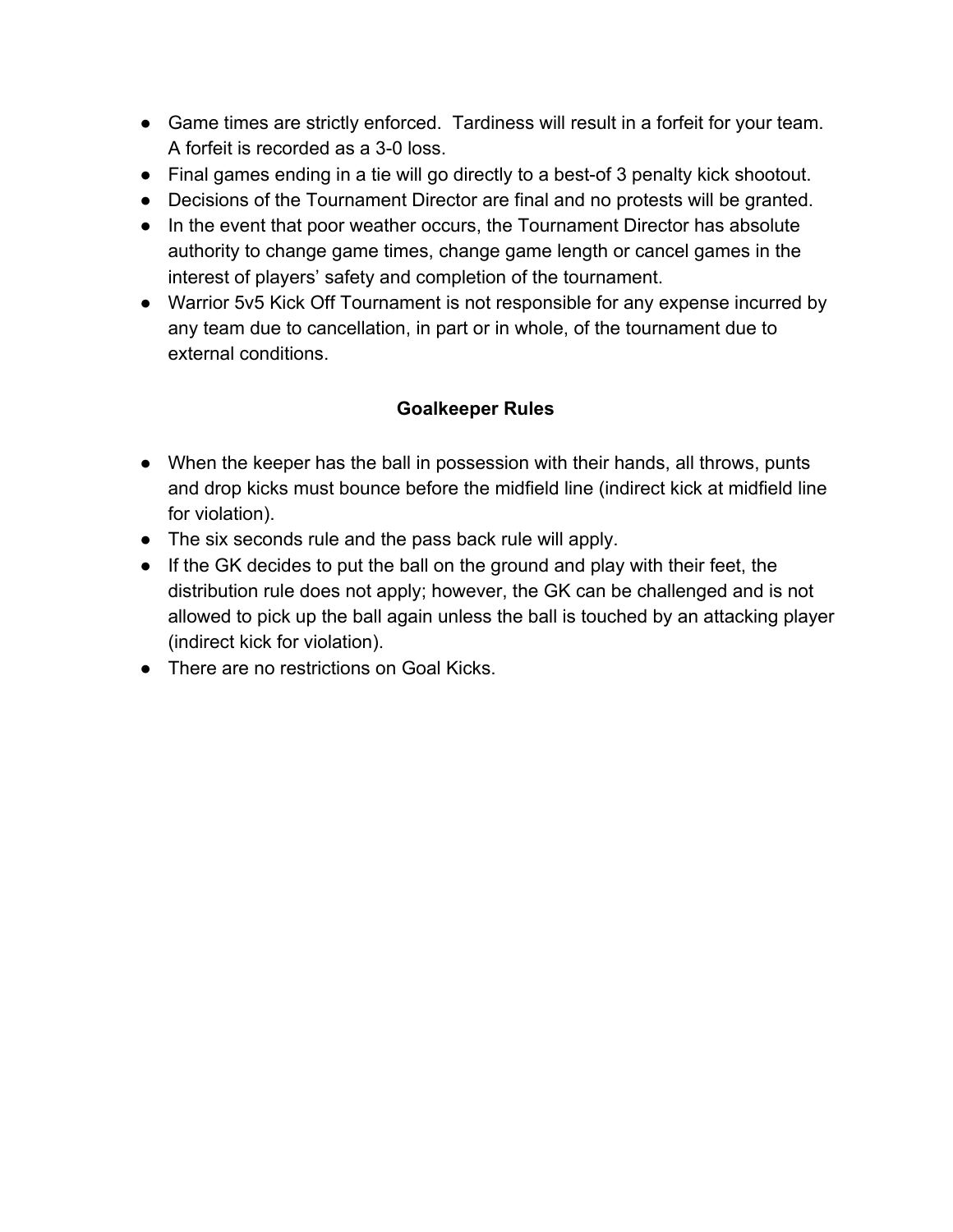- Game times are strictly enforced. Tardiness will result in a forfeit for your team. A forfeit is recorded as a 3-0 loss.
- Final games ending in a tie will go directly to a best-of 3 penalty kick shootout.
- Decisions of the Tournament Director are final and no protests will be granted.
- In the event that poor weather occurs, the Tournament Director has absolute authority to change game times, change game length or cancel games in the interest of players' safety and completion of the tournament.
- Warrior 5v5 Kick Off Tournament is not responsible for any expense incurred by any team due to cancellation, in part or in whole, of the tournament due to external conditions.

## Goalkeeper Rules

- When the keeper has the ball in possession with their hands, all throws, punts and drop kicks must bounce before the midfield line (indirect kick at midfield line for violation).
- The six seconds rule and the pass back rule will apply.
- If the GK decides to put the ball on the ground and play with their feet, the distribution rule does not apply; however, the GK can be challenged and is not allowed to pick up the ball again unless the ball is touched by an attacking player (indirect kick for violation).
- There are no restrictions on Goal Kicks.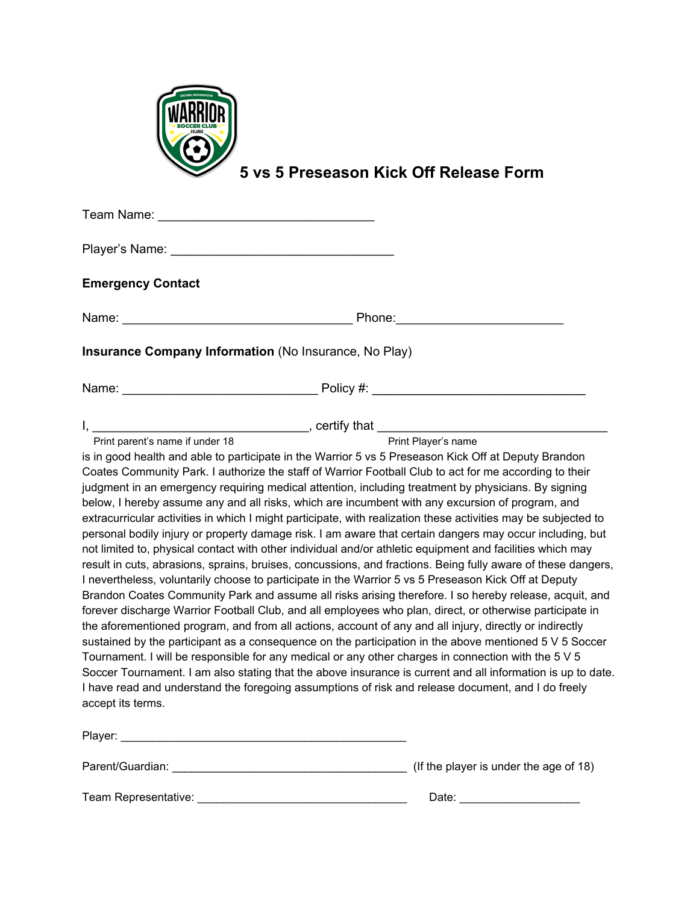# 5 vs 5 Preseason Kick Off Release Form

Team Name: ______________________________

Player's Name: ______________________________

**Emergency Contact**

Name: ________________________________ Phone:_______________________

**Insurance Company Information** (No Insurance, No Play)

Name: ___________________________ Policy #: ______________________________

I, ______________________________, certify that ________________________________
Print parent's name if under 18 Print Player's name

is in good health and able to participate in the Warrior 5 vs 5 Preseason Kick Off at Deputy Brandon Coates Community Park. I authorize the staff of Warrior Football Club to act for me according to their judgment in an emergency requiring medical attention, including treatment by physicians. By signing below, I hereby assume any and all risks, which are incumbent with any excursion of program, and extracurricular activities in which I might participate, with realization these activities may be subjected to personal bodily injury or property damage risk. I am aware that certain dangers may occur including, but not limited to, physical contact with other individual and/or athletic equipment and facilities which may result in cuts, abrasions, sprains, bruises, concussions, and fractions. Being fully aware of these dangers, I nevertheless, voluntarily choose to participate in the Warrior 5 vs 5 Preseason Kick Off at Deputy Brandon Coates Community Park and assume all risks arising therefore. I so hereby release, acquit, and forever discharge Warrior Football Club, and all employees who plan, direct, or otherwise participate in the aforementioned program, and from all actions, account of any and all injury, directly or indirectly sustained by the participant as a consequence on the participation in the above mentioned 5 V 5 Soccer Tournament. I will be responsible for any medical or any other charges in connection with the 5 V 5 Soccer Tournament. I am also stating that the above insurance is current and all information is up to date. I have read and understand the foregoing assumptions of risk and release document, and I do freely accept its terms.

Player: _____________________________________________

Parent/Guardian: ____________________________________ (If the player is under the age of 18)

Team Representative: _________________________________ Date: ___________________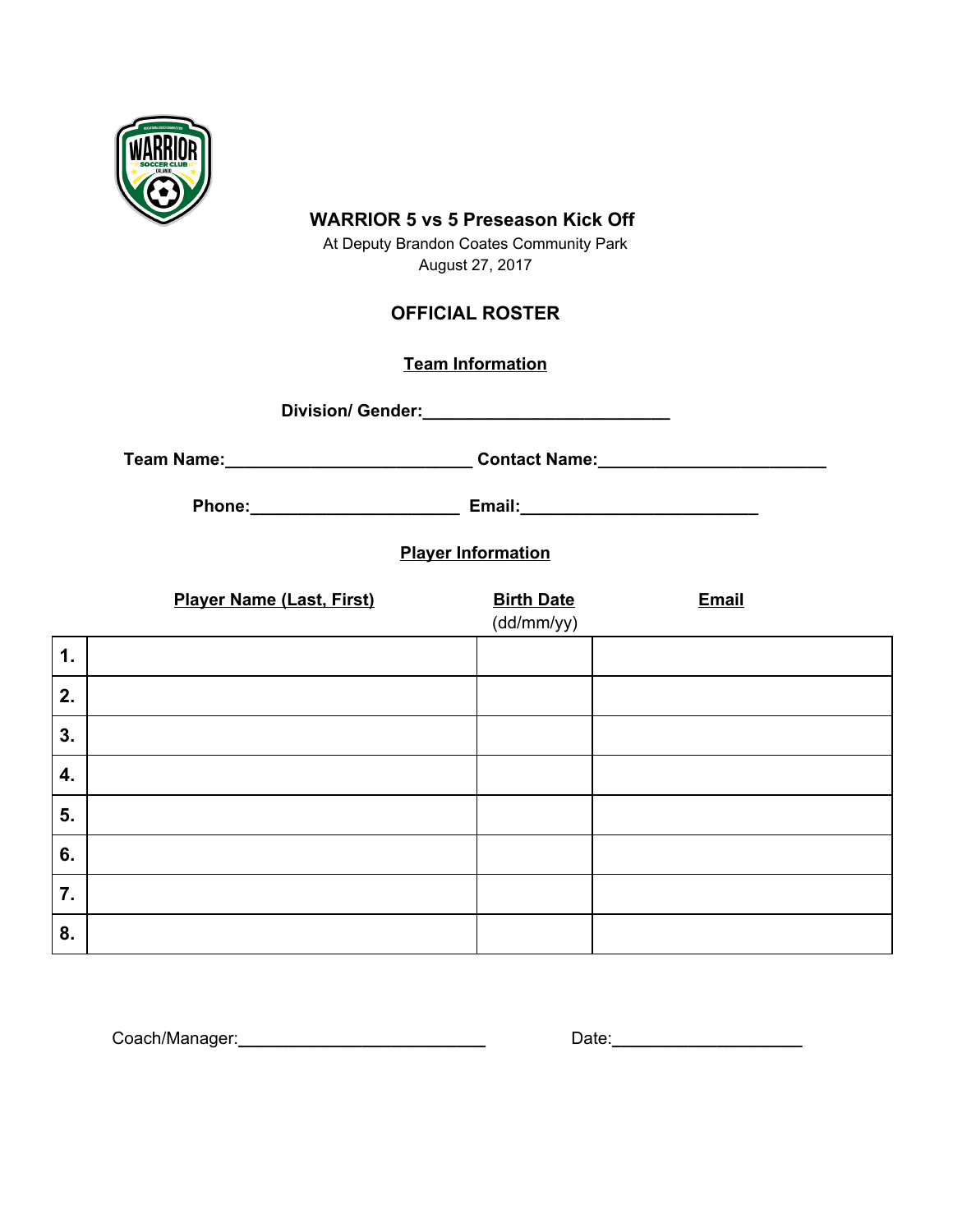## WARRIOR 5 vs 5 Preseason Kick Off

At Deputy Brandon Coates Community Park
August 27, 2017

### OFFICIAL ROSTER

**Team Information**

**Division/ Gender:__________________________**

**Team Name:__________________________ Contact Name:________________________**

**Phone:______________________ Email:_________________________**

**Player Information**

| | Player Name (Last, First) | Birth Date (dd/mm/yy) | Email |
|---|---|---|---|
| 1. | | | |
| 2. | | | |
| 3. | | | |
| 4. | | | |
| 5. | | | |
| 6. | | | |
| 7. | | | |
| 8. | | | |

Coach/Manager:__________________________ Date:____________________